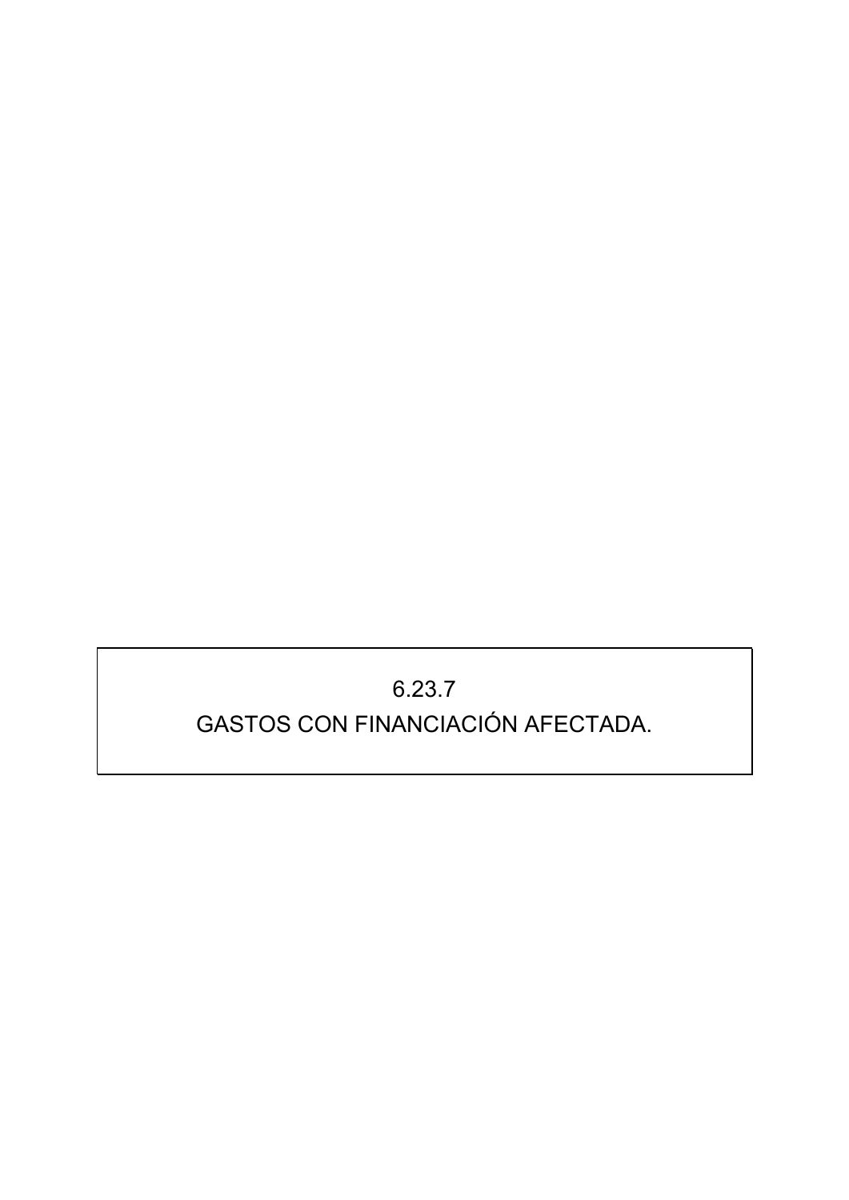# 6.23.7

# GASTOS CON FINANCIACIÓN AFECTADA.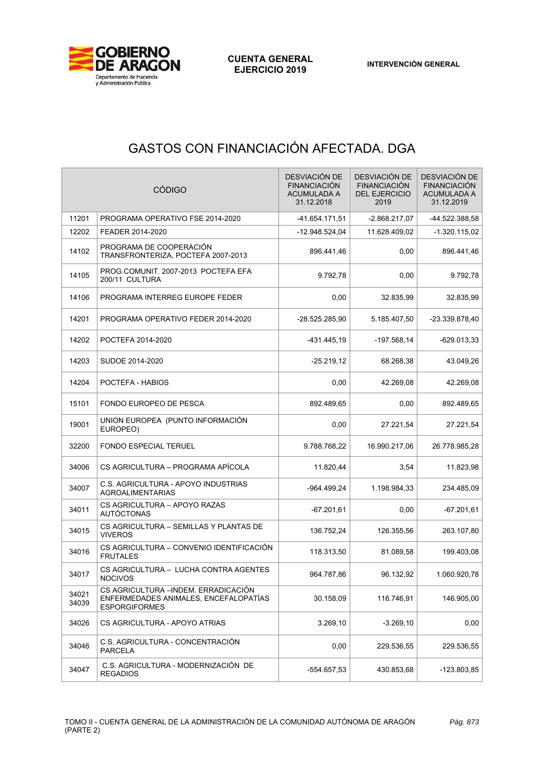# GASTOS CON FINANCIACIÓN AFECTADA. DGA

| CÓDIGO | | DESVIACIÓN DE FINANCIACIÓN ACUMULADA A 31.12.2018 | DESVIACIÓN DE FINANCIACIÓN DEL EJERCICIO 2019 | DESVIACIÓN DE FINANCIACIÓN ACUMULADA A 31.12.2019 |
|---|---|---|---|---|
| 11201 | PROGRAMA OPERATIVO FSE 2014-2020 | -41.654.171,51 | -2.868.217,07 | -44.522.388,58 |
| 12202 | FEADER 2014-2020 | -12.948.524,04 | 11.628.409,02 | -1.320.115,02 |
| 14102 | PROGRAMA DE COOPERACIÓN TRANSFRONTERIZA, POCTEFA 2007-2013 | 896.441,46 | 0,00 | 896.441,46 |
| 14105 | PROG.COMUNIT. 2007-2013 POCTEFA EFA 200/11 CULTURA | 9.792,78 | 0,00 | 9.792,78 |
| 14106 | PROGRAMA INTERREG EUROPE FEDER | 0,00 | 32.835,99 | 32.835,99 |
| 14201 | PROGRAMA OPERATIVO FEDER 2014-2020 | -28.525.285,90 | 5.185.407,50 | -23.339.878,40 |
| 14202 | POCTEFA 2014-2020 | -431.445,19 | -197.568,14 | -629.013,33 |
| 14203 | SUDOE 2014-2020 | -25.219,12 | 68.268,38 | 43.049,26 |
| 14204 | POCTEFA - HABIOS | 0,00 | 42.269,08 | 42.269,08 |
| 15101 | FONDO EUROPEO DE PESCA | 892.489,65 | 0,00 | 892.489,65 |
| 19001 | UNION EUROPEA (PUNTO INFORMACIÓN EUROPEO) | 0,00 | 27.221,54 | 27.221,54 |
| 32200 | FONDO ESPECIAL TERUEL | 9.788.768,22 | 16.990.217,06 | 26.778.985,28 |
| 34006 | CS AGRICULTURA – PROGRAMA APÍCOLA | 11.820,44 | 3,54 | 11.823,98 |
| 34007 | C.S. AGRICULTURA - APOYO INDUSTRIAS AGROALIMENTARIAS | -964.499,24 | 1.198.984,33 | 234.485,09 |
| 34011 | CS AGRICULTURA – APOYO RAZAS AUTÓCTONAS | -67.201,61 | 0,00 | -67.201,61 |
| 34015 | CS AGRICULTURA – SEMILLAS Y PLANTAS DE VIVEROS | 136.752,24 | 126.355,56 | 263.107,80 |
| 34016 | CS AGRICULTURA – CONVENIO IDENTIFICACIÓN FRUTALES | 118.313,50 | 81.089,58 | 199.403,08 |
| 34017 | CS AGRICULTURA – LUCHA CONTRA AGENTES NOCIVOS | 964.787,86 | 96.132,92 | 1.060.920,78 |
| 34021 34039 | CS AGRICULTURA –INDEM. ERRADICACIÓN ENFERMEDADES ANIMALES, ENCEFALOPATÍAS ESPORGIFORMES | 30.158,09 | 116.746,91 | 146.905,00 |
| 34026 | CS AGRICULTURA - APOYO ATRIAS | 3.269,10 | -3.269,10 | 0,00 |
| 34046 | C.S. AGRICULTURA - CONCENTRACIÓN PARCELA | 0,00 | 229.536,55 | 229.536,55 |
| 34047 | C.S. AGRICULTURA - MODERNIZACIÓN DE REGADIOS | -554.657,53 | 430.853,68 | -123.803,85 |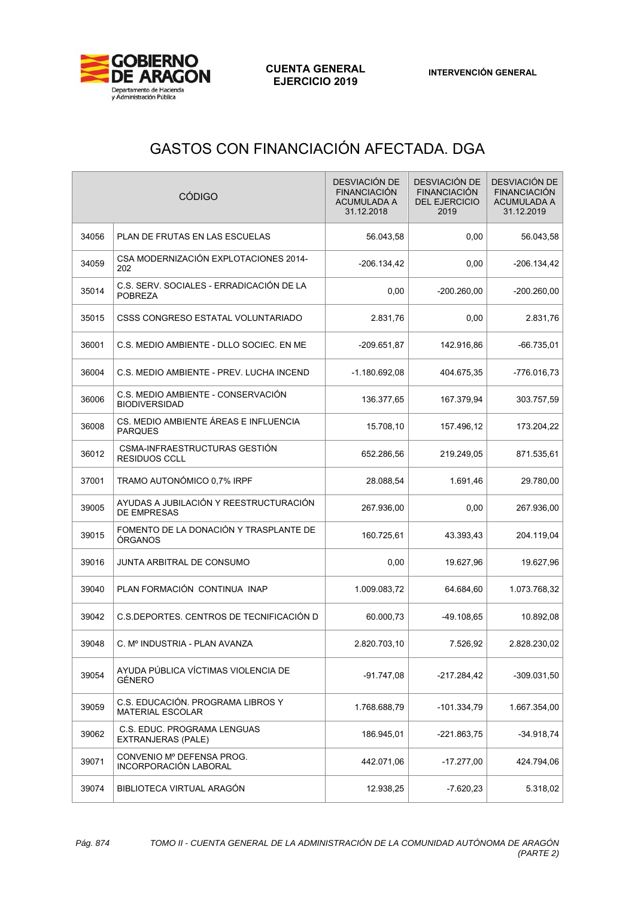# GASTOS CON FINANCIACIÓN AFECTADA. DGA

| CÓDIGO | | DESVIACIÓN DE FINANCIACIÓN ACUMULADA A 31.12.2018 | DESVIACIÓN DE FINANCIACIÓN DEL EJERCICIO 2019 | DESVIACIÓN DE FINANCIACIÓN ACUMULADA A 31.12.2019 |
|---|---|---|---|---|
| 34056 | PLAN DE FRUTAS EN LAS ESCUELAS | 56.043,58 | 0,00 | 56.043,58 |
| 34059 | CSA MODERNIZACIÓN EXPLOTACIONES 2014-202 | -206.134,42 | 0,00 | -206.134,42 |
| 35014 | C.S. SERV. SOCIALES - ERRADICACIÓN DE LA POBREZA | 0,00 | -200.260,00 | -200.260,00 |
| 35015 | CSSS CONGRESO ESTATAL VOLUNTARIADO | 2.831,76 | 0,00 | 2.831,76 |
| 36001 | C.S. MEDIO AMBIENTE - DLLO SOCIEC. EN ME | -209.651,87 | 142.916,86 | -66.735,01 |
| 36004 | C.S. MEDIO AMBIENTE - PREV. LUCHA INCEND | -1.180.692,08 | 404.675,35 | -776.016,73 |
| 36006 | C.S. MEDIO AMBIENTE - CONSERVACIÓN BIODIVERSIDAD | 136.377,65 | 167.379,94 | 303.757,59 |
| 36008 | CS. MEDIO AMBIENTE ÁREAS E INFLUENCIA PARQUES | 15.708,10 | 157.496,12 | 173.204,22 |
| 36012 | CSMA-INFRAESTRUCTURAS GESTIÓN RESIDUOS CCLL | 652.286,56 | 219.249,05 | 871.535,61 |
| 37001 | TRAMO AUTONÓMICO 0,7% IRPF | 28.088,54 | 1.691,46 | 29.780,00 |
| 39005 | AYUDAS A JUBILACIÓN Y REESTRUCTURACIÓN DE EMPRESAS | 267.936,00 | 0,00 | 267.936,00 |
| 39015 | FOMENTO DE LA DONACIÓN Y TRASPLANTE DE ÓRGANOS | 160.725,61 | 43.393,43 | 204.119,04 |
| 39016 | JUNTA ARBITRAL DE CONSUMO | 0,00 | 19.627,96 | 19.627,96 |
| 39040 | PLAN FORMACIÓN CONTINUA INAP | 1.009.083,72 | 64.684,60 | 1.073.768,32 |
| 39042 | C.S.DEPORTES. CENTROS DE TECNIFICACIÓN D | 60.000,73 | -49.108,65 | 10.892,08 |
| 39048 | C. Mº INDUSTRIA - PLAN AVANZA | 2.820.703,10 | 7.526,92 | 2.828.230,02 |
| 39054 | AYUDA PÚBLICA VÍCTIMAS VIOLENCIA DE GÉNERO | -91.747,08 | -217.284,42 | -309.031,50 |
| 39059 | C.S. EDUCACIÓN. PROGRAMA LIBROS Y MATERIAL ESCOLAR | 1.768.688,79 | -101.334,79 | 1.667.354,00 |
| 39062 | C.S. EDUC. PROGRAMA LENGUAS EXTRANJERAS (PALE) | 186.945,01 | -221.863,75 | -34.918,74 |
| 39071 | CONVENIO Mº DEFENSA PROG. INCORPORACIÓN LABORAL | 442.071,06 | -17.277,00 | 424.794,06 |
| 39074 | BIBLIOTECA VIRTUAL ARAGÓN | 12.938,25 | -7.620,23 | 5.318,02 |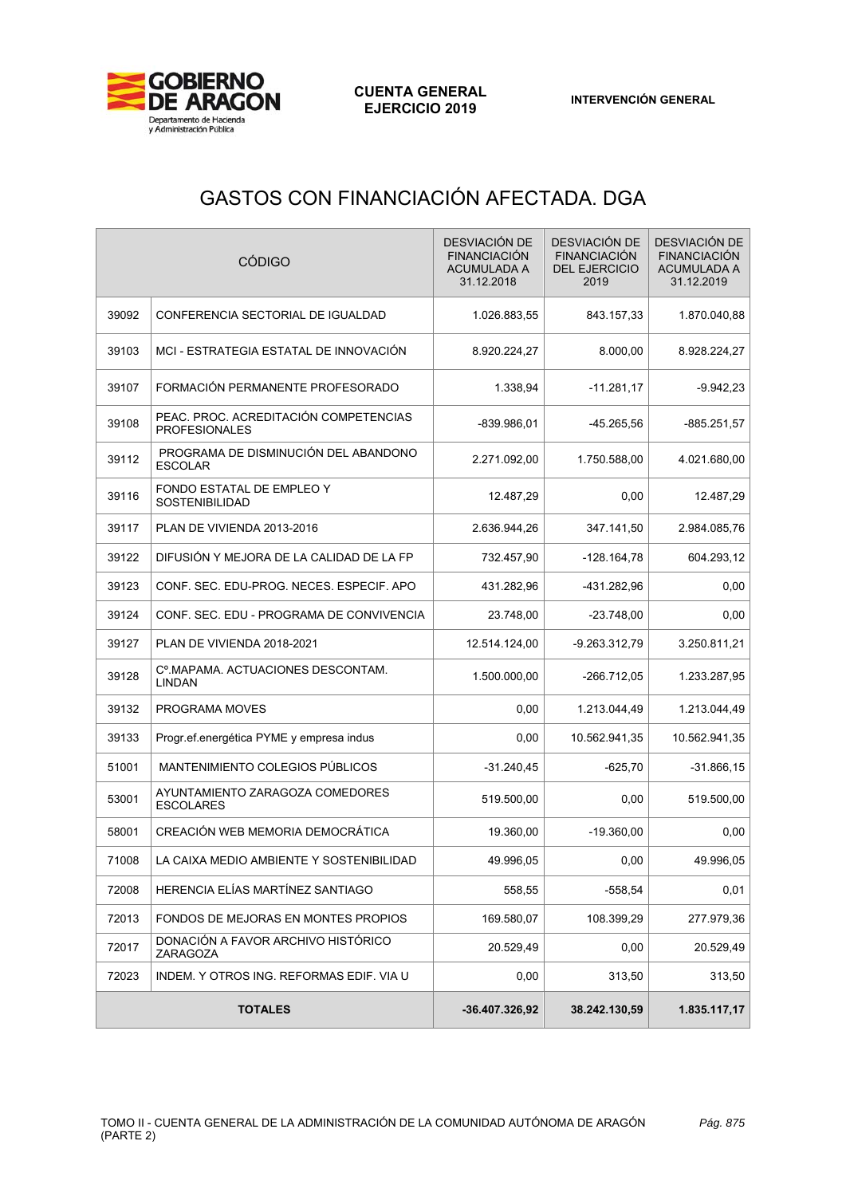# GASTOS CON FINANCIACIÓN AFECTADA. DGA

| CÓDIGO | | DESVIACIÓN DE FINANCIACIÓN ACUMULADA A 31.12.2018 | DESVIACIÓN DE FINANCIACIÓN DEL EJERCICIO 2019 | DESVIACIÓN DE FINANCIACIÓN ACUMULADA A 31.12.2019 |
|---|---|---|---|---|
| 39092 | CONFERENCIA SECTORIAL DE IGUALDAD | 1.026.883,55 | 843.157,33 | 1.870.040,88 |
| 39103 | MCI - ESTRATEGIA ESTATAL DE INNOVACIÓN | 8.920.224,27 | 8.000,00 | 8.928.224,27 |
| 39107 | FORMACIÓN PERMANENTE PROFESORADO | 1.338,94 | -11.281,17 | -9.942,23 |
| 39108 | PEAC. PROC. ACREDITACIÓN COMPETENCIAS PROFESIONALES | -839.986,01 | -45.265,56 | -885.251,57 |
| 39112 | PROGRAMA DE DISMINUCIÓN DEL ABANDONO ESCOLAR | 2.271.092,00 | 1.750.588,00 | 4.021.680,00 |
| 39116 | FONDO ESTATAL DE EMPLEO Y SOSTENIBILIDAD | 12.487,29 | 0,00 | 12.487,29 |
| 39117 | PLAN DE VIVIENDA 2013-2016 | 2.636.944,26 | 347.141,50 | 2.984.085,76 |
| 39122 | DIFUSIÓN Y MEJORA DE LA CALIDAD DE LA FP | 732.457,90 | -128.164,78 | 604.293,12 |
| 39123 | CONF. SEC. EDU-PROG. NECES. ESPECIF. APO | 431.282,96 | -431.282,96 | 0,00 |
| 39124 | CONF. SEC. EDU - PROGRAMA DE CONVIVENCIA | 23.748,00 | -23.748,00 | 0,00 |
| 39127 | PLAN DE VIVIENDA 2018-2021 | 12.514.124,00 | -9.263.312,79 | 3.250.811,21 |
| 39128 | Cº.MAPAMA. ACTUACIONES DESCONTAM. LINDAN | 1.500.000,00 | -266.712,05 | 1.233.287,95 |
| 39132 | PROGRAMA MOVES | 0,00 | 1.213.044,49 | 1.213.044,49 |
| 39133 | Progr.ef.energética PYME y empresa indus | 0,00 | 10.562.941,35 | 10.562.941,35 |
| 51001 | MANTENIMIENTO COLEGIOS PÚBLICOS | -31.240,45 | -625,70 | -31.866,15 |
| 53001 | AYUNTAMIENTO ZARAGOZA COMEDORES ESCOLARES | 519.500,00 | 0,00 | 519.500,00 |
| 58001 | CREACIÓN WEB MEMORIA DEMOCRÁTICA | 19.360,00 | -19.360,00 | 0,00 |
| 71008 | LA CAIXA MEDIO AMBIENTE Y SOSTENIBILIDAD | 49.996,05 | 0,00 | 49.996,05 |
| 72008 | HERENCIA ELÍAS MARTÍNEZ SANTIAGO | 558,55 | -558,54 | 0,01 |
| 72013 | FONDOS DE MEJORAS EN MONTES PROPIOS | 169.580,07 | 108.399,29 | 277.979,36 |
| 72017 | DONACIÓN A FAVOR ARCHIVO HISTÓRICO ZARAGOZA | 20.529,49 | 0,00 | 20.529,49 |
| 72023 | INDEM. Y OTROS ING. REFORMAS EDIF. VIA U | 0,00 | 313,50 | 313,50 |
| **TOTALES** | | **-36.407.326,92** | **38.242.130,59** | **1.835.117,17** |